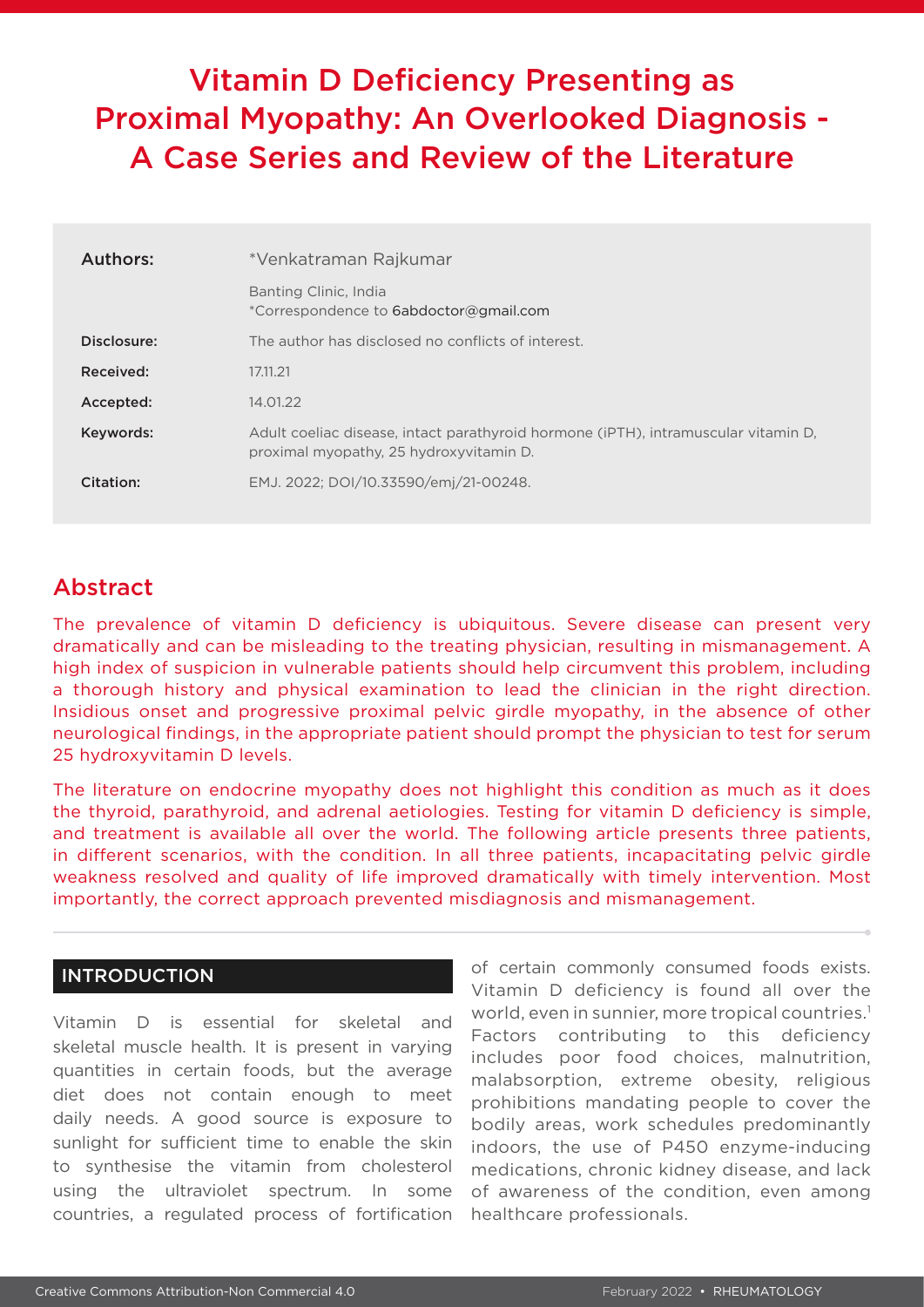# Vitamin D Deficiency Presenting as Proximal Myopathy: An Overlooked Diagnosis - A Case Series and Review of the Literature

| | |
|---|---|
| **Authors:** | *Venkatraman Rajkumar |
| | Banting Clinic, India<br>*Correspondence to 6abdoctor@gmail.com |
| **Disclosure:** | The author has disclosed no conflicts of interest. |
| **Received:** | 17.11.21 |
| **Accepted:** | 14.01.22 |
| **Keywords:** | Adult coeliac disease, intact parathyroid hormone (iPTH), intramuscular vitamin D, proximal myopathy, 25 hydroxyvitamin D. |
| **Citation:** | EMJ. 2022; DOI/10.33590/emj/21-00248. |

## Abstract

The prevalence of vitamin D deficiency is ubiquitous. Severe disease can present very dramatically and can be misleading to the treating physician, resulting in mismanagement. A high index of suspicion in vulnerable patients should help circumvent this problem, including a thorough history and physical examination to lead the clinician in the right direction. Insidious onset and progressive proximal pelvic girdle myopathy, in the absence of other neurological findings, in the appropriate patient should prompt the physician to test for serum 25 hydroxyvitamin D levels.

The literature on endocrine myopathy does not highlight this condition as much as it does the thyroid, parathyroid, and adrenal aetiologies. Testing for vitamin D deficiency is simple, and treatment is available all over the world. The following article presents three patients, in different scenarios, with the condition. In all three patients, incapacitating pelvic girdle weakness resolved and quality of life improved dramatically with timely intervention. Most importantly, the correct approach prevented misdiagnosis and mismanagement.

## INTRODUCTION

Vitamin D is essential for skeletal and skeletal muscle health. It is present in varying quantities in certain foods, but the average diet does not contain enough to meet daily needs. A good source is exposure to sunlight for sufficient time to enable the skin to synthesise the vitamin from cholesterol using the ultraviolet spectrum. In some countries, a regulated process of fortification of certain commonly consumed foods exists. Vitamin D deficiency is found all over the world, even in sunnier, more tropical countries.[1] Factors contributing to this deficiency includes poor food choices, malnutrition, malabsorption, extreme obesity, religious prohibitions mandating people to cover the bodily areas, work schedules predominantly indoors, the use of P450 enzyme-inducing medications, chronic kidney disease, and lack of awareness of the condition, even among healthcare professionals.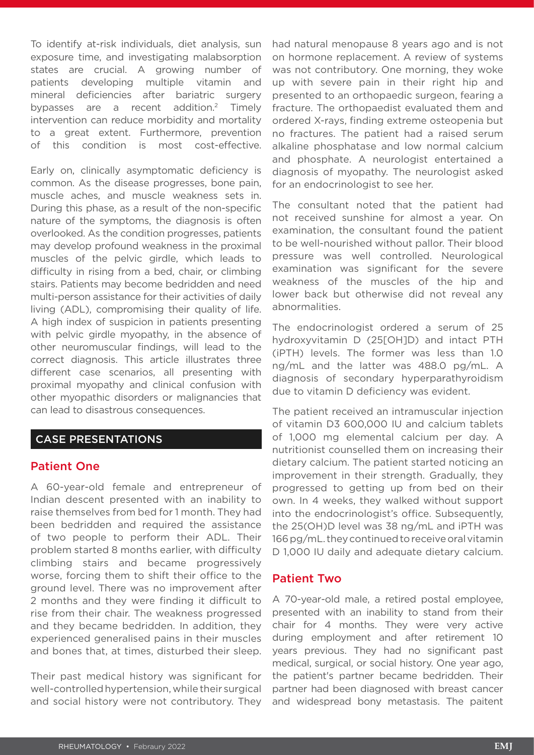To identify at-risk individuals, diet analysis, sun exposure time, and investigating malabsorption states are crucial. A growing number of patients developing multiple vitamin and mineral deficiencies after bariatric surgery bypasses are a recent addition.[2] Timely intervention can reduce morbidity and mortality to a great extent. Furthermore, prevention of this condition is most cost-effective.

Early on, clinically asymptomatic deficiency is common. As the disease progresses, bone pain, muscle aches, and muscle weakness sets in. During this phase, as a result of the non-specific nature of the symptoms, the diagnosis is often overlooked. As the condition progresses, patients may develop profound weakness in the proximal muscles of the pelvic girdle, which leads to difficulty in rising from a bed, chair, or climbing stairs. Patients may become bedridden and need multi-person assistance for their activities of daily living (ADL), compromising their quality of life. A high index of suspicion in patients presenting with pelvic girdle myopathy, in the absence of other neuromuscular findings, will lead to the correct diagnosis. This article illustrates three different case scenarios, all presenting with proximal myopathy and clinical confusion with other myopathic disorders or malignancies that can lead to disastrous consequences.

## CASE PRESENTATIONS

### Patient One

A 60-year-old female and entrepreneur of Indian descent presented with an inability to raise themselves from bed for 1 month. They had been bedridden and required the assistance of two people to perform their ADL. Their problem started 8 months earlier, with difficulty climbing stairs and became progressively worse, forcing them to shift their office to the ground level. There was no improvement after 2 months and they were finding it difficult to rise from their chair. The weakness progressed and they became bedridden. In addition, they experienced generalised pains in their muscles and bones that, at times, disturbed their sleep.

Their past medical history was significant for well-controlled hypertension, while their surgical and social history were not contributory. They had natural menopause 8 years ago and is not on hormone replacement. A review of systems was not contributory. One morning, they woke up with severe pain in their right hip and presented to an orthopaedic surgeon, fearing a fracture. The orthopaedist evaluated them and ordered X-rays, finding extreme osteopenia but no fractures. The patient had a raised serum alkaline phosphatase and low normal calcium and phosphate. A neurologist entertained a diagnosis of myopathy. The neurologist asked for an endocrinologist to see her.

The consultant noted that the patient had not received sunshine for almost a year. On examination, the consultant found the patient to be well-nourished without pallor. Their blood pressure was well controlled. Neurological examination was significant for the severe weakness of the muscles of the hip and lower back but otherwise did not reveal any abnormalities.

The endocrinologist ordered a serum of 25 hydroxyvitamin D (25[OH]D) and intact PTH (iPTH) levels. The former was less than 1.0 ng/mL and the latter was 488.0 pg/mL. A diagnosis of secondary hyperparathyroidism due to vitamin D deficiency was evident.

The patient received an intramuscular injection of vitamin D3 600,000 IU and calcium tablets of 1,000 mg elemental calcium per day. A nutritionist counselled them on increasing their dietary calcium. The patient started noticing an improvement in their strength. Gradually, they progressed to getting up from bed on their own. In 4 weeks, they walked without support into the endocrinologist's office. Subsequently, the 25(OH)D level was 38 ng/mL and iPTH was 166 pg/mL. they continued to receive oral vitamin D 1,000 IU daily and adequate dietary calcium.

### Patient Two

A 70-year-old male, a retired postal employee, presented with an inability to stand from their chair for 4 months. They were very active during employment and after retirement 10 years previous. They had no significant past medical, surgical, or social history. One year ago, the patient's partner became bedridden. Their partner had been diagnosed with breast cancer and widespread bony metastasis. The paitent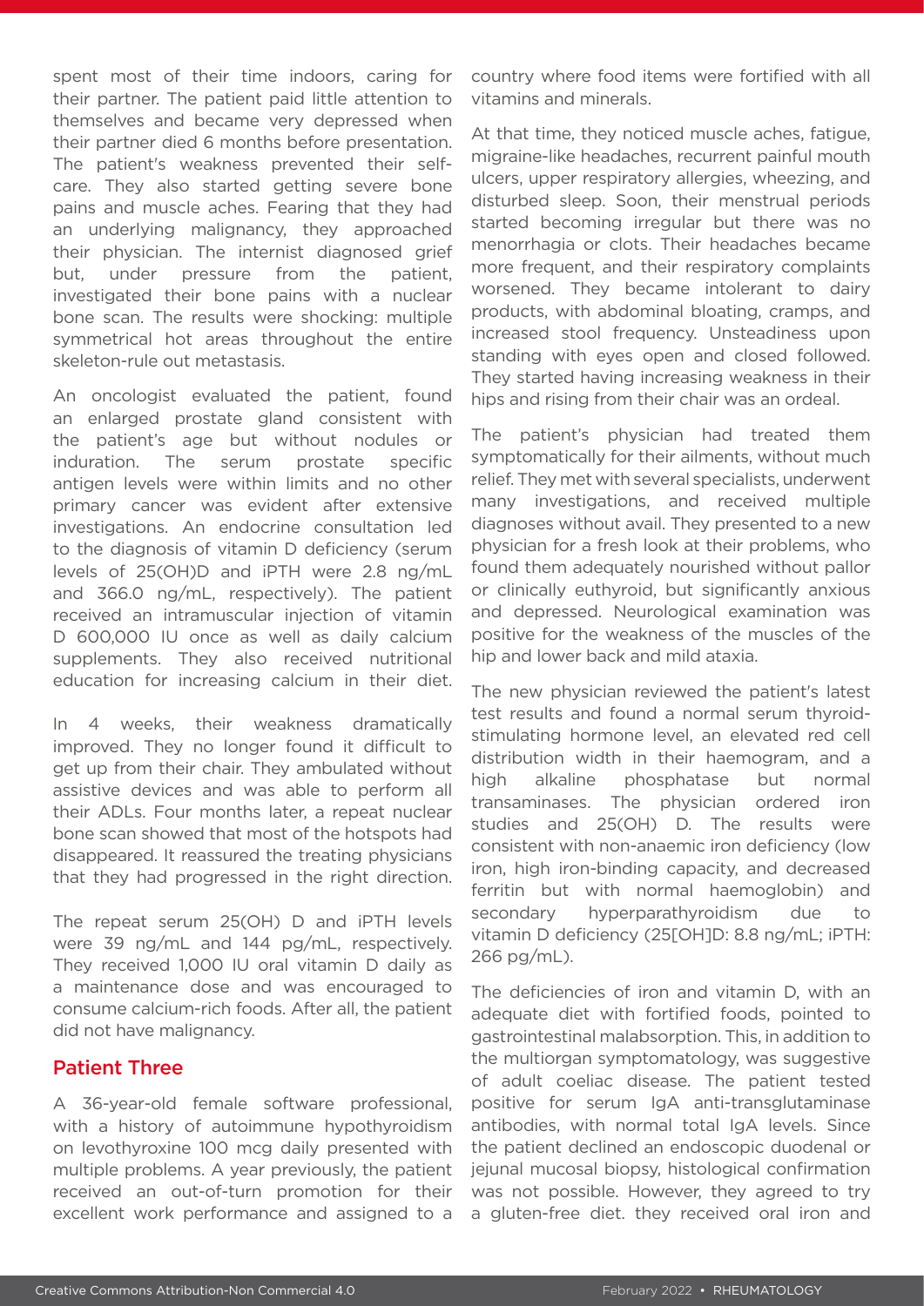spent most of their time indoors, caring for their partner. The patient paid little attention to themselves and became very depressed when their partner died 6 months before presentation. The patient's weakness prevented their self-care. They also started getting severe bone pains and muscle aches. Fearing that they had an underlying malignancy, they approached their physician. The internist diagnosed grief but, under pressure from the patient, investigated their bone pains with a nuclear bone scan. The results were shocking: multiple symmetrical hot areas throughout the entire skeleton-rule out metastasis.

An oncologist evaluated the patient, found an enlarged prostate gland consistent with the patient's age but without nodules or induration. The serum prostate specific antigen levels were within limits and no other primary cancer was evident after extensive investigations. An endocrine consultation led to the diagnosis of vitamin D deficiency (serum levels of 25(OH)D and iPTH were 2.8 ng/mL and 366.0 ng/mL, respectively). The patient received an intramuscular injection of vitamin D 600,000 IU once as well as daily calcium supplements. They also received nutritional education for increasing calcium in their diet.

In 4 weeks, their weakness dramatically improved. They no longer found it difficult to get up from their chair. They ambulated without assistive devices and was able to perform all their ADLs. Four months later, a repeat nuclear bone scan showed that most of the hotspots had disappeared. It reassured the treating physicians that they had progressed in the right direction.

The repeat serum 25(OH) D and iPTH levels were 39 ng/mL and 144 pg/mL, respectively. They received 1,000 IU oral vitamin D daily as a maintenance dose and was encouraged to consume calcium-rich foods. After all, the patient did not have malignancy.

## Patient Three

A 36-year-old female software professional, with a history of autoimmune hypothyroidism on levothyroxine 100 mcg daily presented with multiple problems. A year previously, the patient received an out-of-turn promotion for their excellent work performance and assigned to a country where food items were fortified with all vitamins and minerals.

At that time, they noticed muscle aches, fatigue, migraine-like headaches, recurrent painful mouth ulcers, upper respiratory allergies, wheezing, and disturbed sleep. Soon, their menstrual periods started becoming irregular but there was no menorrhagia or clots. Their headaches became more frequent, and their respiratory complaints worsened. They became intolerant to dairy products, with abdominal bloating, cramps, and increased stool frequency. Unsteadiness upon standing with eyes open and closed followed. They started having increasing weakness in their hips and rising from their chair was an ordeal.

The patient's physician had treated them symptomatically for their ailments, without much relief. They met with several specialists, underwent many investigations, and received multiple diagnoses without avail. They presented to a new physician for a fresh look at their problems, who found them adequately nourished without pallor or clinically euthyroid, but significantly anxious and depressed. Neurological examination was positive for the weakness of the muscles of the hip and lower back and mild ataxia.

The new physician reviewed the patient's latest test results and found a normal serum thyroid-stimulating hormone level, an elevated red cell distribution width in their haemogram, and a high alkaline phosphatase but normal transaminases. The physician ordered iron studies and 25(OH) D. The results were consistent with non-anaemic iron deficiency (low iron, high iron-binding capacity, and decreased ferritin but with normal haemoglobin) and secondary hyperparathyroidism due to vitamin D deficiency (25[OH]D: 8.8 ng/mL; iPTH: 266 pg/mL).

The deficiencies of iron and vitamin D, with an adequate diet with fortified foods, pointed to gastrointestinal malabsorption. This, in addition to the multiorgan symptomatology, was suggestive of adult coeliac disease. The patient tested positive for serum IgA anti-transglutaminase antibodies, with normal total IgA levels. Since the patient declined an endoscopic duodenal or jejunal mucosal biopsy, histological confirmation was not possible. However, they agreed to try a gluten-free diet. they received oral iron and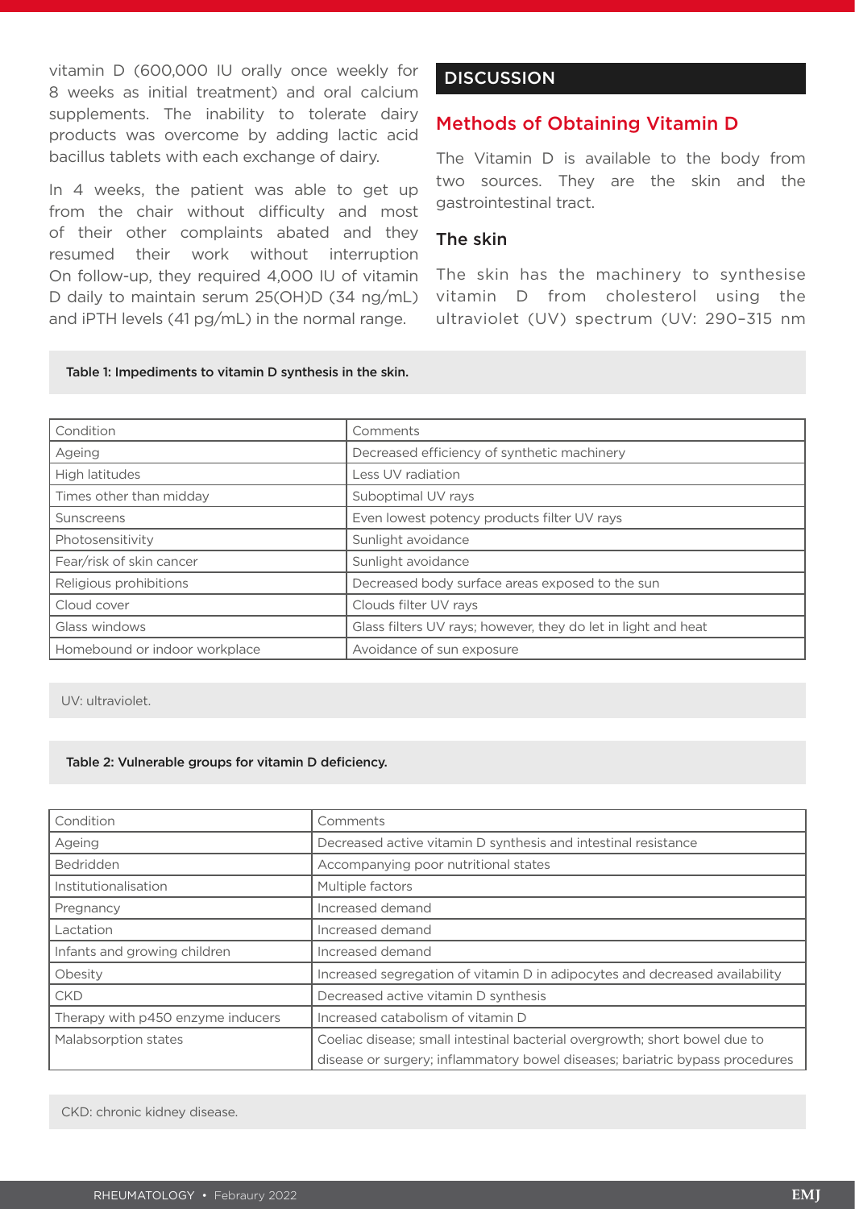vitamin D (600,000 IU orally once weekly for 8 weeks as initial treatment) and oral calcium supplements. The inability to tolerate dairy products was overcome by adding lactic acid bacillus tablets with each exchange of dairy.

In 4 weeks, the patient was able to get up from the chair without difficulty and most of their other complaints abated and they resumed their work without interruption On follow-up, they required 4,000 IU of vitamin D daily to maintain serum 25(OH)D (34 ng/mL) and iPTH levels (41 pg/mL) in the normal range.

## DISCUSSION

### Methods of Obtaining Vitamin D

The Vitamin D is available to the body from two sources. They are the skin and the gastrointestinal tract.

#### The skin

The skin has the machinery to synthesise vitamin D from cholesterol using the ultraviolet (UV) spectrum (UV: 290–315 nm

Table 1: Impediments to vitamin D synthesis in the skin.

| Condition | Comments |
|---|---|
| Ageing | Decreased efficiency of synthetic machinery |
| High latitudes | Less UV radiation |
| Times other than midday | Suboptimal UV rays |
| Sunscreens | Even lowest potency products filter UV rays |
| Photosensitivity | Sunlight avoidance |
| Fear/risk of skin cancer | Sunlight avoidance |
| Religious prohibitions | Decreased body surface areas exposed to the sun |
| Cloud cover | Clouds filter UV rays |
| Glass windows | Glass filters UV rays; however, they do let in light and heat |
| Homebound or indoor workplace | Avoidance of sun exposure |

UV: ultraviolet.

Table 2: Vulnerable groups for vitamin D deficiency.

| Condition | Comments |
|---|---|
| Ageing | Decreased active vitamin D synthesis and intestinal resistance |
| Bedridden | Accompanying poor nutritional states |
| Institutionalisation | Multiple factors |
| Pregnancy | Increased demand |
| Lactation | Increased demand |
| Infants and growing children | Increased demand |
| Obesity | Increased segregation of vitamin D in adipocytes and decreased availability |
| CKD | Decreased active vitamin D synthesis |
| Therapy with p450 enzyme inducers | Increased catabolism of vitamin D |
| Malabsorption states | Coeliac disease; small intestinal bacterial overgrowth; short bowel due to disease or surgery; inflammatory bowel diseases; bariatric bypass procedures |

CKD: chronic kidney disease.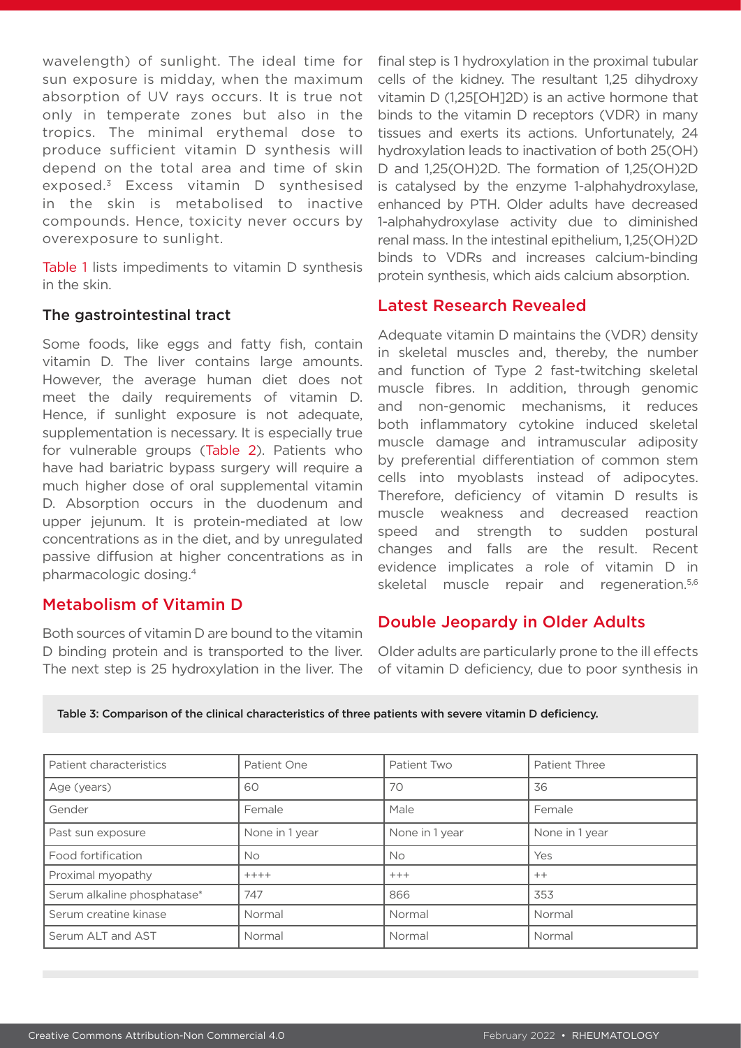wavelength) of sunlight. The ideal time for sun exposure is midday, when the maximum absorption of UV rays occurs. It is true not only in temperate zones but also in the tropics. The minimal erythemal dose to produce sufficient vitamin D synthesis will depend on the total area and time of skin exposed.[3] Excess vitamin D synthesised in the skin is metabolised to inactive compounds. Hence, toxicity never occurs by overexposure to sunlight.

Table 1 lists impediments to vitamin D synthesis in the skin.

### The gastrointestinal tract

Some foods, like eggs and fatty fish, contain vitamin D. The liver contains large amounts. However, the average human diet does not meet the daily requirements of vitamin D. Hence, if sunlight exposure is not adequate, supplementation is necessary. It is especially true for vulnerable groups (Table 2). Patients who have had bariatric bypass surgery will require a much higher dose of oral supplemental vitamin D. Absorption occurs in the duodenum and upper jejunum. It is protein-mediated at low concentrations as in the diet, and by unregulated passive diffusion at higher concentrations as in pharmacologic dosing.[4]

## Metabolism of Vitamin D

Both sources of vitamin D are bound to the vitamin D binding protein and is transported to the liver. The next step is 25 hydroxylation in the liver. The final step is 1 hydroxylation in the proximal tubular cells of the kidney. The resultant 1,25 dihydroxy vitamin D (1,25[OH]2D) is an active hormone that binds to the vitamin D receptors (VDR) in many tissues and exerts its actions. Unfortunately, 24 hydroxylation leads to inactivation of both 25(OH) D and 1,25(OH)2D. The formation of 1,25(OH)2D is catalysed by the enzyme 1-alphahydroxylase, enhanced by PTH. Older adults have decreased 1-alphahydroxylase activity due to diminished renal mass. In the intestinal epithelium, 1,25(OH)2D binds to VDRs and increases calcium-binding protein synthesis, which aids calcium absorption.

## Latest Research Revealed

Adequate vitamin D maintains the (VDR) density in skeletal muscles and, thereby, the number and function of Type 2 fast-twitching skeletal muscle fibres. In addition, through genomic and non-genomic mechanisms, it reduces both inflammatory cytokine induced skeletal muscle damage and intramuscular adiposity by preferential differentiation of common stem cells into myoblasts instead of adipocytes. Therefore, deficiency of vitamin D results is muscle weakness and decreased reaction speed and strength to sudden postural changes and falls are the result. Recent evidence implicates a role of vitamin D in skeletal muscle repair and regeneration.[5,6]

## Double Jeopardy in Older Adults

Older adults are particularly prone to the ill effects of vitamin D deficiency, due to poor synthesis in

**Table 3: Comparison of the clinical characteristics of three patients with severe vitamin D deficiency.**

| Patient characteristics | Patient One | Patient Two | Patient Three |
|---|---|---|---|
| Age (years) | 60 | 70 | 36 |
| Gender | Female | Male | Female |
| Past sun exposure | None in 1 year | None in 1 year | None in 1 year |
| Food fortification | No | No | Yes |
| Proximal myopathy | ++++ | +++ | ++ |
| Serum alkaline phosphatase* | 747 | 866 | 353 |
| Serum creatine kinase | Normal | Normal | Normal |
| Serum ALT and AST | Normal | Normal | Normal |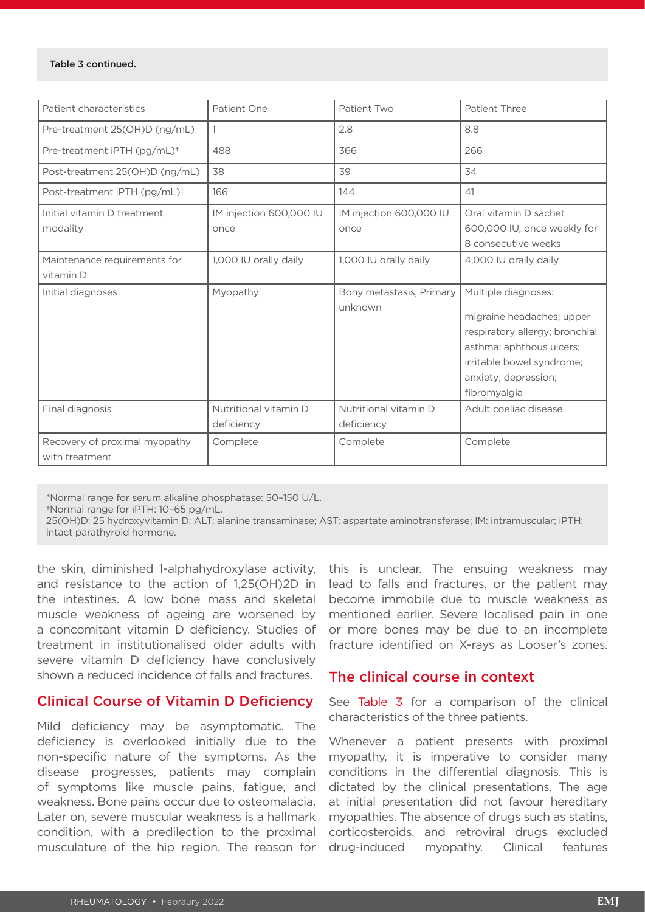Table 3 continued.

| Patient characteristics | Patient One | Patient Two | Patient Three |
|---|---|---|---|
| Pre-treatment 25(OH)D (ng/mL) | 1 | 2.8 | 8.8 |
| Pre-treatment iPTH (pg/mL)† | 488 | 366 | 266 |
| Post-treatment 25(OH)D (ng/mL) | 38 | 39 | 34 |
| Post-treatment iPTH (pg/mL)† | 166 | 144 | 41 |
| Initial vitamin D treatment modality | IM injection 600,000 IU once | IM injection 600,000 IU once | Oral vitamin D sachet 600,000 IU, once weekly for 8 consecutive weeks |
| Maintenance requirements for vitamin D | 1,000 IU orally daily | 1,000 IU orally daily | 4,000 IU orally daily |
| Initial diagnoses | Myopathy | Bony metastasis, Primary unknown | Multiple diagnoses: migraine headaches; upper respiratory allergy; bronchial asthma; aphthous ulcers; irritable bowel syndrome; anxiety; depression; fibromyalgia |
| Final diagnosis | Nutritional vitamin D deficiency | Nutritional vitamin D deficiency | Adult coeliac disease |
| Recovery of proximal myopathy with treatment | Complete | Complete | Complete |

*Normal range for serum alkaline phosphatase: 50–150 U/L.
†Normal range for iPTH: 10–65 pg/mL.
25(OH)D: 25 hydroxyvitamin D; ALT: alanine transaminase; AST: aspartate aminotransferase; IM: intramuscular; iPTH: intact parathyroid hormone.

the skin, diminished 1-alphahydroxylase activity, and resistance to the action of 1,25(OH)2D in the intestines. A low bone mass and skeletal muscle weakness of ageing are worsened by a concomitant vitamin D deficiency. Studies of treatment in institutionalised older adults with severe vitamin D deficiency have conclusively shown a reduced incidence of falls and fractures.

## Clinical Course of Vitamin D Deficiency

Mild deficiency may be asymptomatic. The deficiency is overlooked initially due to the non-specific nature of the symptoms. As the disease progresses, patients may complain of symptoms like muscle pains, fatigue, and weakness. Bone pains occur due to osteomalacia. Later on, severe muscular weakness is a hallmark condition, with a predilection to the proximal musculature of the hip region. The reason for this is unclear. The ensuing weakness may lead to falls and fractures, or the patient may become immobile due to muscle weakness as mentioned earlier. Severe localised pain in one or more bones may be due to an incomplete fracture identified on X-rays as Looser's zones.

### The clinical course in context

See Table 3 for a comparison of the clinical characteristics of the three patients.

Whenever a patient presents with proximal myopathy, it is imperative to consider many conditions in the differential diagnosis. This is dictated by the clinical presentations. The age at initial presentation did not favour hereditary myopathies. The absence of drugs such as statins, corticosteroids, and retroviral drugs excluded drug-induced myopathy. Clinical features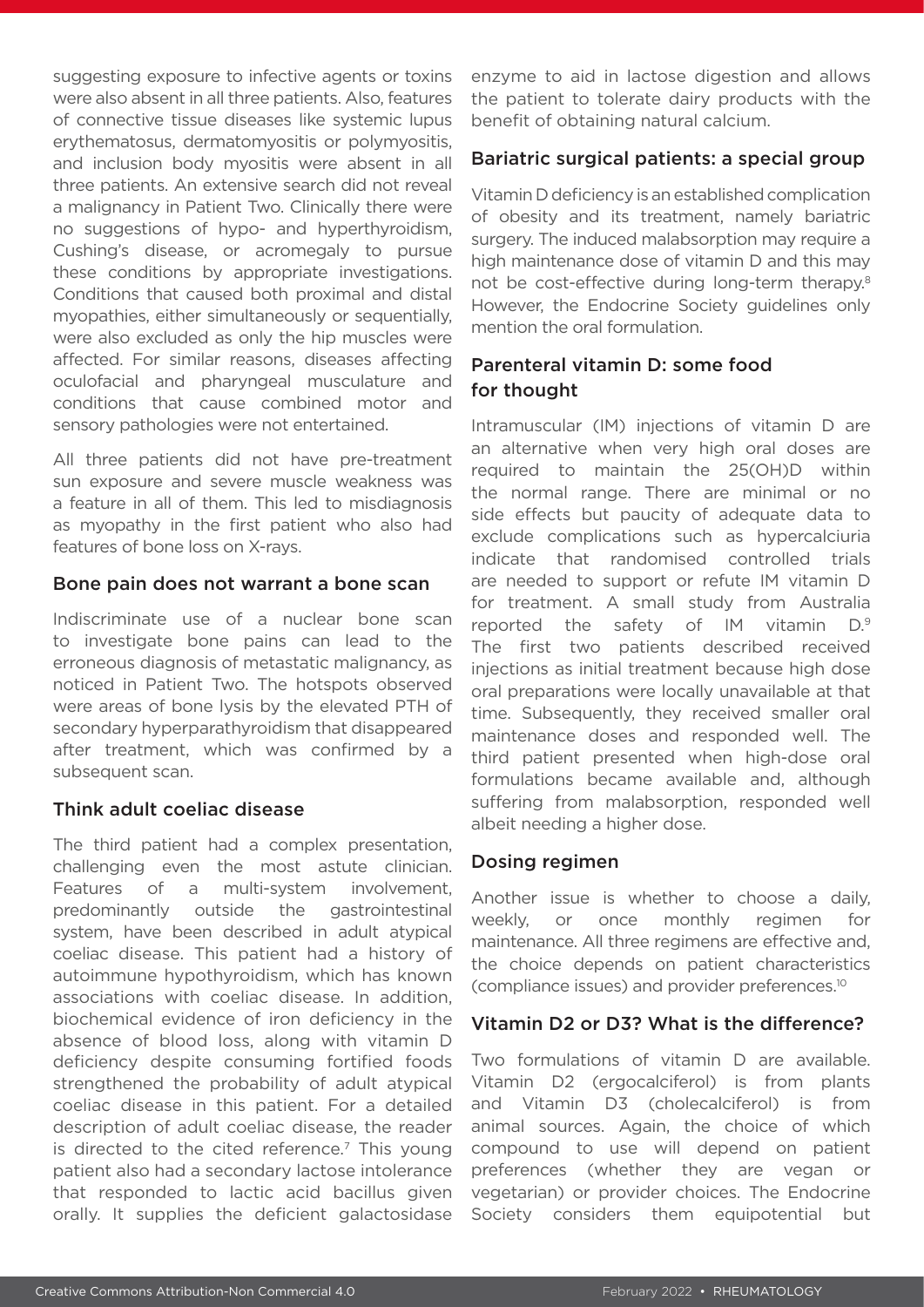suggesting exposure to infective agents or toxins were also absent in all three patients. Also, features of connective tissue diseases like systemic lupus erythematosus, dermatomyositis or polymyositis, and inclusion body myositis were absent in all three patients. An extensive search did not reveal a malignancy in Patient Two. Clinically there were no suggestions of hypo- and hyperthyroidism, Cushing's disease, or acromegaly to pursue these conditions by appropriate investigations. Conditions that caused both proximal and distal myopathies, either simultaneously or sequentially, were also excluded as only the hip muscles were affected. For similar reasons, diseases affecting oculofacial and pharyngeal musculature and conditions that cause combined motor and sensory pathologies were not entertained.

All three patients did not have pre-treatment sun exposure and severe muscle weakness was a feature in all of them. This led to misdiagnosis as myopathy in the first patient who also had features of bone loss on X-rays.

### Bone pain does not warrant a bone scan

Indiscriminate use of a nuclear bone scan to investigate bone pains can lead to the erroneous diagnosis of metastatic malignancy, as noticed in Patient Two. The hotspots observed were areas of bone lysis by the elevated PTH of secondary hyperparathyroidism that disappeared after treatment, which was confirmed by a subsequent scan.

### Think adult coeliac disease

The third patient had a complex presentation, challenging even the most astute clinician. Features of a multi-system involvement, predominantly outside the gastrointestinal system, have been described in adult atypical coeliac disease. This patient had a history of autoimmune hypothyroidism, which has known associations with coeliac disease. In addition, biochemical evidence of iron deficiency in the absence of blood loss, along with vitamin D deficiency despite consuming fortified foods strengthened the probability of adult atypical coeliac disease in this patient. For a detailed description of adult coeliac disease, the reader is directed to the cited reference.[7] This young patient also had a secondary lactose intolerance that responded to lactic acid bacillus given orally. It supplies the deficient galactosidase enzyme to aid in lactose digestion and allows the patient to tolerate dairy products with the benefit of obtaining natural calcium.

### Bariatric surgical patients: a special group

Vitamin D deficiency is an established complication of obesity and its treatment, namely bariatric surgery. The induced malabsorption may require a high maintenance dose of vitamin D and this may not be cost-effective during long-term therapy.[8] However, the Endocrine Society guidelines only mention the oral formulation.

### Parenteral vitamin D: some food for thought

Intramuscular (IM) injections of vitamin D are an alternative when very high oral doses are required to maintain the 25(OH)D within the normal range. There are minimal or no side effects but paucity of adequate data to exclude complications such as hypercalciuria indicate that randomised controlled trials are needed to support or refute IM vitamin D for treatment. A small study from Australia reported the safety of IM vitamin D.[9] The first two patients described received injections as initial treatment because high dose oral preparations were locally unavailable at that time. Subsequently, they received smaller oral maintenance doses and responded well. The third patient presented when high-dose oral formulations became available and, although suffering from malabsorption, responded well albeit needing a higher dose.

### Dosing regimen

Another issue is whether to choose a daily, weekly, or once monthly regimen for maintenance. All three regimens are effective and, the choice depends on patient characteristics (compliance issues) and provider preferences.[10]

### Vitamin D2 or D3? What is the difference?

Two formulations of vitamin D are available. Vitamin D2 (ergocalciferol) is from plants and Vitamin D3 (cholecalciferol) is from animal sources. Again, the choice of which compound to use will depend on patient preferences (whether they are vegan or vegetarian) or provider choices. The Endocrine Society considers them equipotential but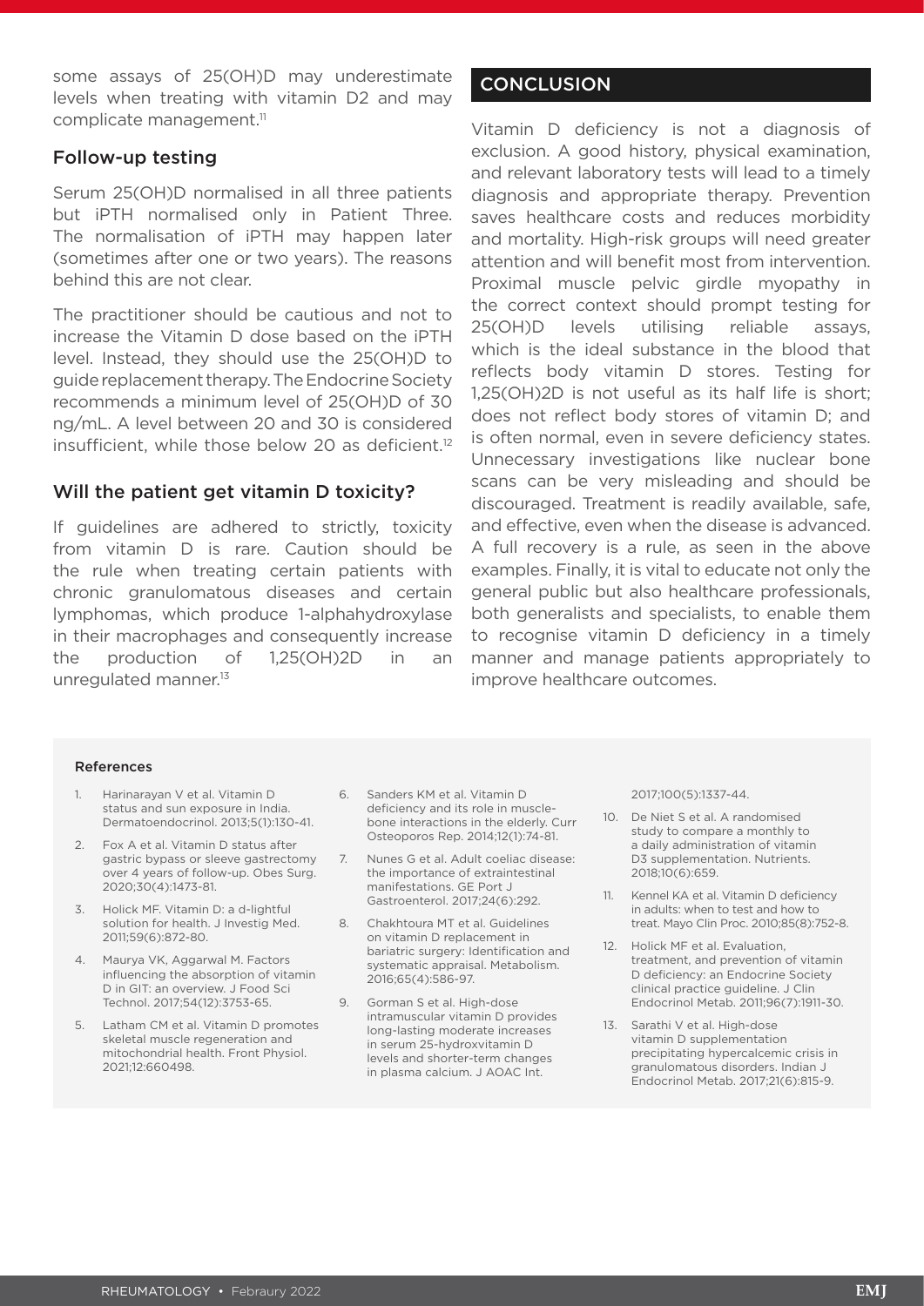some assays of 25(OH)D may underestimate levels when treating with vitamin D2 and may complicate management.[11]

### Follow-up testing

Serum 25(OH)D normalised in all three patients but iPTH normalised only in Patient Three. The normalisation of iPTH may happen later (sometimes after one or two years). The reasons behind this are not clear.

The practitioner should be cautious and not to increase the Vitamin D dose based on the iPTH level. Instead, they should use the 25(OH)D to guide replacement therapy. The Endocrine Society recommends a minimum level of 25(OH)D of 30 ng/mL. A level between 20 and 30 is considered insufficient, while those below 20 as deficient.[12]

### Will the patient get vitamin D toxicity?

If guidelines are adhered to strictly, toxicity from vitamin D is rare. Caution should be the rule when treating certain patients with chronic granulomatous diseases and certain lymphomas, which produce 1-alphahydroxylase in their macrophages and consequently increase the production of 1,25(OH)2D in an unregulated manner.[13]

## CONCLUSION

Vitamin D deficiency is not a diagnosis of exclusion. A good history, physical examination, and relevant laboratory tests will lead to a timely diagnosis and appropriate therapy. Prevention saves healthcare costs and reduces morbidity and mortality. High-risk groups will need greater attention and will benefit most from intervention. Proximal muscle pelvic girdle myopathy in the correct context should prompt testing for 25(OH)D levels utilising reliable assays, which is the ideal substance in the blood that reflects body vitamin D stores. Testing for 1,25(OH)2D is not useful as its half life is short; does not reflect body stores of vitamin D; and is often normal, even in severe deficiency states. Unnecessary investigations like nuclear bone scans can be very misleading and should be discouraged. Treatment is readily available, safe, and effective, even when the disease is advanced. A full recovery is a rule, as seen in the above examples. Finally, it is vital to educate not only the general public but also healthcare professionals, both generalists and specialists, to enable them to recognise vitamin D deficiency in a timely manner and manage patients appropriately to improve healthcare outcomes.

#### References

1. Harinarayan V et al. Vitamin D status and sun exposure in India. Dermatoendocrinol. 2013;5(1):130-41.
2. Fox A et al. Vitamin D status after gastric bypass or sleeve gastrectomy over 4 years of follow-up. Obes Surg. 2020;30(4):1473-81.
3. Holick MF. Vitamin D: a d-lightful solution for health. J Investig Med. 2011;59(6):872-80.
4. Maurya VK, Aggarwal M. Factors influencing the absorption of vitamin D in GIT: an overview. J Food Sci Technol. 2017;54(12):3753-65.
5. Latham CM et al. Vitamin D promotes skeletal muscle regeneration and mitochondrial health. Front Physiol. 2021;12:660498.
6. Sanders KM et al. Vitamin D deficiency and its role in muscle-bone interactions in the elderly. Curr Osteoporos Rep. 2014;12(1):74-81.
7. Nunes G et al. Adult coeliac disease: the importance of extraintestinal manifestations. GE Port J Gastroenterol. 2017;24(6):292.
8. Chakhtoura MT et al. Guidelines on vitamin D replacement in bariatric surgery: Identification and systematic appraisal. Metabolism. 2016;65(4):586-97.
9. Gorman S et al. High-dose intramuscular vitamin D provides long-lasting moderate increases in serum 25-hydroxvitamin D levels and shorter-term changes in plasma calcium. J AOAC Int. 2017;100(5):1337-44.
10. De Niet S et al. A randomised study to compare a monthly to a daily administration of vitamin D3 supplementation. Nutrients. 2018;10(6):659.
11. Kennel KA et al. Vitamin D deficiency in adults: when to test and how to treat. Mayo Clin Proc. 2010;85(8):752-8.
12. Holick MF et al. Evaluation, treatment, and prevention of vitamin D deficiency: an Endocrine Society clinical practice guideline. J Clin Endocrinol Metab. 2011;96(7):1911-30.
13. Sarathi V et al. High-dose vitamin D supplementation precipitating hypercalcemic crisis in granulomatous disorders. Indian J Endocrinol Metab. 2017;21(6):815-9.